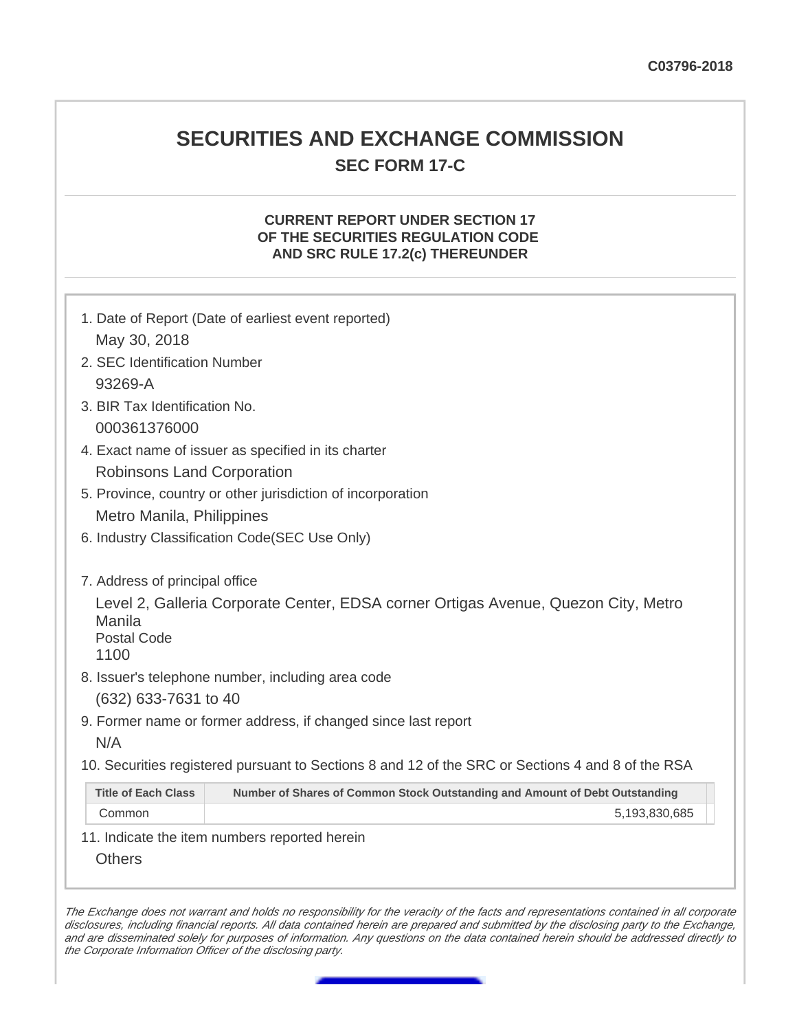C03796-2018

# SECURITIES AND EXCHANGE COMMISSION

## SEC FORM 17-C

### CURRENT REPORT UNDER SECTION 17 OF THE SECURITIES REGULATION CODE AND SRC RULE 17.2(c) THEREUNDER

1. Date of Report (Date of earliest event reported)
   May 30, 2018
2. SEC Identification Number
   93269-A
3. BIR Tax Identification No.
   000361376000
4. Exact name of issuer as specified in its charter
   Robinsons Land Corporation
5. Province, country or other jurisdiction of incorporation
   Metro Manila, Philippines
6. Industry Classification Code(SEC Use Only)

7. Address of principal office
   Level 2, Galleria Corporate Center, EDSA corner Ortigas Avenue, Quezon City, Metro Manila
   Postal Code
   1100
8. Issuer's telephone number, including area code
   (632) 633-7631 to 40
9. Former name or former address, if changed since last report
   N/A
10. Securities registered pursuant to Sections 8 and 12 of the SRC or Sections 4 and 8 of the RSA

| Title of Each Class | Number of Shares of Common Stock Outstanding and Amount of Debt Outstanding |
|---|---|
| Common | 5,193,830,685 |

11. Indicate the item numbers reported herein
    Others

*The Exchange does not warrant and holds no responsibility for the veracity of the facts and representations contained in all corporate disclosures, including financial reports. All data contained herein are prepared and submitted by the disclosing party to the Exchange, and are disseminated solely for purposes of information. Any questions on the data contained herein should be addressed directly to the Corporate Information Officer of the disclosing party.*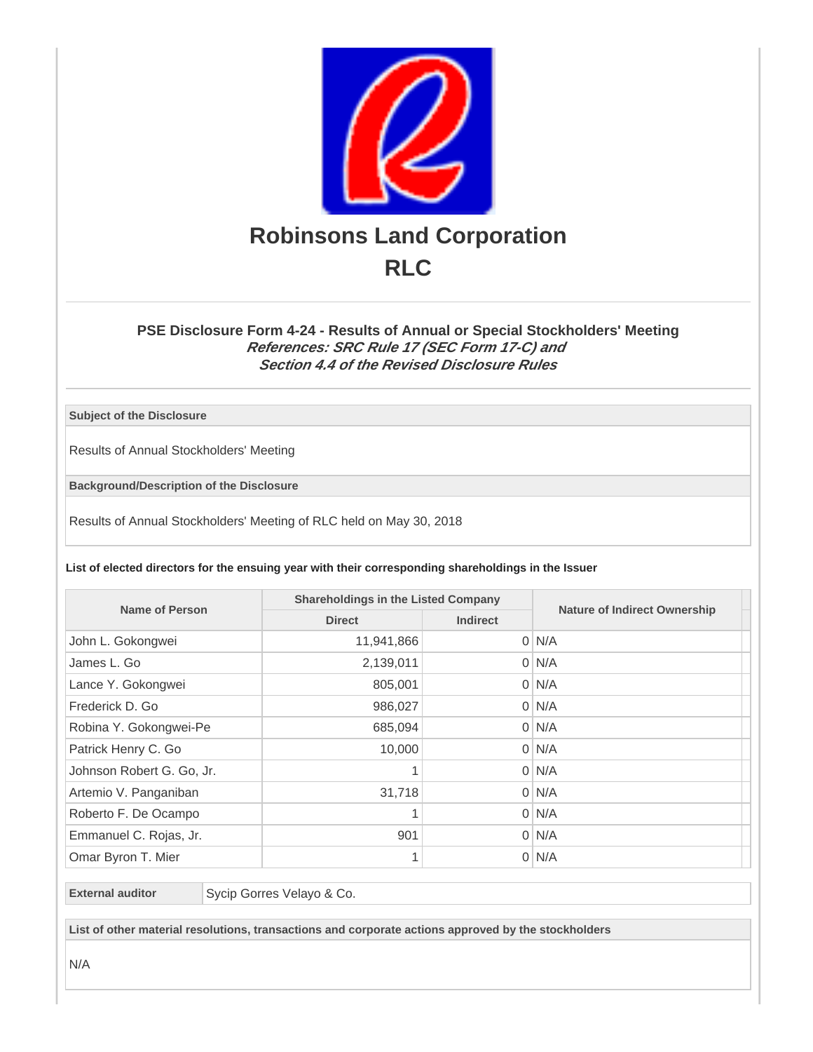# Robinsons Land Corporation

# RLC

## PSE Disclosure Form 4-24 - Results of Annual or Special Stockholders' Meeting

***References: SRC Rule 17 (SEC Form 17-C) and Section 4.4 of the Revised Disclosure Rules***

**Subject of the Disclosure**

Results of Annual Stockholders' Meeting

**Background/Description of the Disclosure**

Results of Annual Stockholders' Meeting of RLC held on May 30, 2018

**List of elected directors for the ensuing year with their corresponding shareholdings in the Issuer**

| Name of Person | Shareholdings in the Listed Company | | Nature of Indirect Ownership |
|---|---|---|---|
| | Direct | Indirect | |
| John L. Gokongwei | 11,941,866 | 0 | N/A |
| James L. Go | 2,139,011 | 0 | N/A |
| Lance Y. Gokongwei | 805,001 | 0 | N/A |
| Frederick D. Go | 986,027 | 0 | N/A |
| Robina Y. Gokongwei-Pe | 685,094 | 0 | N/A |
| Patrick Henry C. Go | 10,000 | 0 | N/A |
| Johnson Robert G. Go, Jr. | 1 | 0 | N/A |
| Artemio V. Panganiban | 31,718 | 0 | N/A |
| Roberto F. De Ocampo | 1 | 0 | N/A |
| Emmanuel C. Rojas, Jr. | 901 | 0 | N/A |
| Omar Byron T. Mier | 1 | 0 | N/A |

| External auditor | Sycip Gorres Velayo & Co. |
|---|---|

**List of other material resolutions, transactions and corporate actions approved by the stockholders**

N/A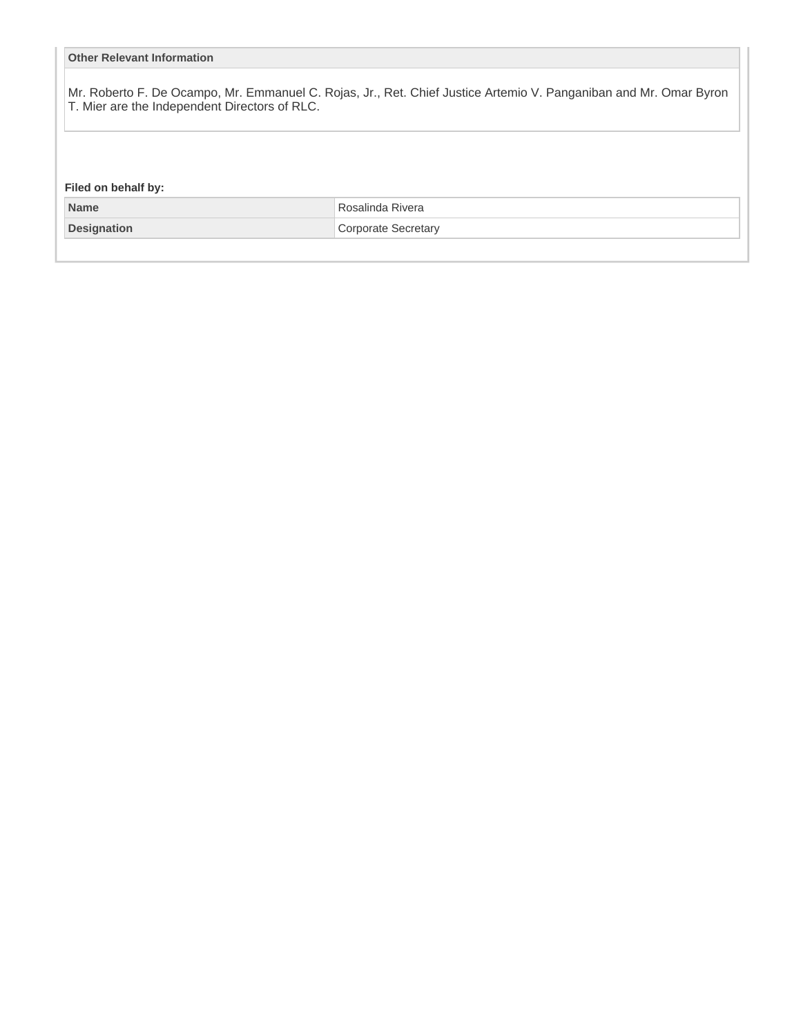| Other Relevant Information |
| --- |
| Mr. Roberto F. De Ocampo, Mr. Emmanuel C. Rojas, Jr., Ret. Chief Justice Artemio V. Panganiban and Mr. Omar Byron T. Mier are the Independent Directors of RLC. |

**Filed on behalf by:**

| | |
| --- | --- |
| **Name** | Rosalinda Rivera |
| **Designation** | Corporate Secretary |